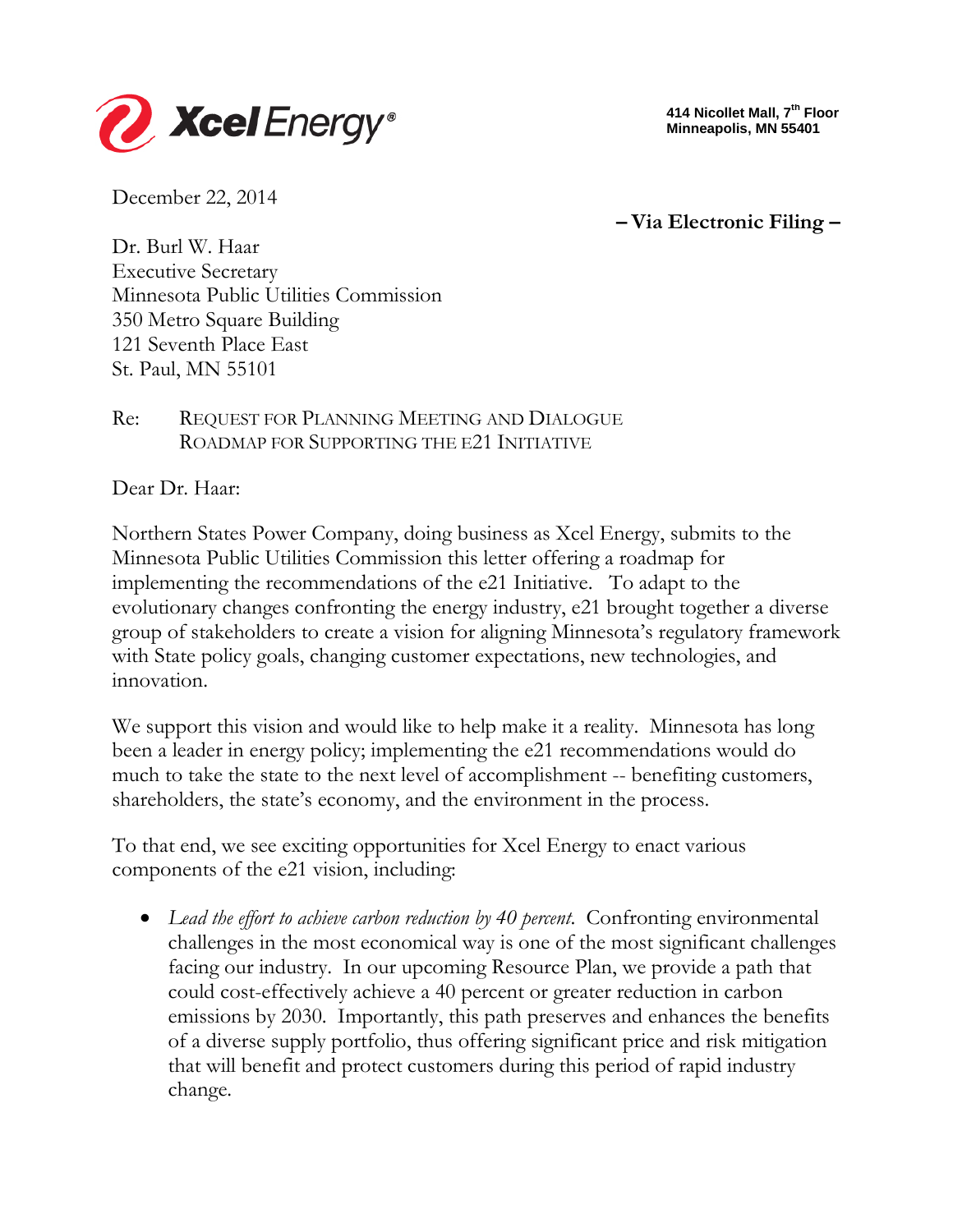Xcel Energy®

414 Nicollet Mall, 7th Floor
Minneapolis, MN 55401

December 22, 2014

**– Via Electronic Filing –**

Dr. Burl W. Haar
Executive Secretary
Minnesota Public Utilities Commission
350 Metro Square Building
121 Seventh Place East
St. Paul, MN 55101

Re: REQUEST FOR PLANNING MEETING AND DIALOGUE
ROADMAP FOR SUPPORTING THE E21 INITIATIVE

Dear Dr. Haar:

Northern States Power Company, doing business as Xcel Energy, submits to the Minnesota Public Utilities Commission this letter offering a roadmap for implementing the recommendations of the e21 Initiative. To adapt to the evolutionary changes confronting the energy industry, e21 brought together a diverse group of stakeholders to create a vision for aligning Minnesota's regulatory framework with State policy goals, changing customer expectations, new technologies, and innovation.

We support this vision and would like to help make it a reality. Minnesota has long been a leader in energy policy; implementing the e21 recommendations would do much to take the state to the next level of accomplishment -- benefiting customers, shareholders, the state's economy, and the environment in the process.

To that end, we see exciting opportunities for Xcel Energy to enact various components of the e21 vision, including:

- *Lead the effort to achieve carbon reduction by 40 percent.* Confronting environmental challenges in the most economical way is one of the most significant challenges facing our industry. In our upcoming Resource Plan, we provide a path that could cost-effectively achieve a 40 percent or greater reduction in carbon emissions by 2030. Importantly, this path preserves and enhances the benefits of a diverse supply portfolio, thus offering significant price and risk mitigation that will benefit and protect customers during this period of rapid industry change.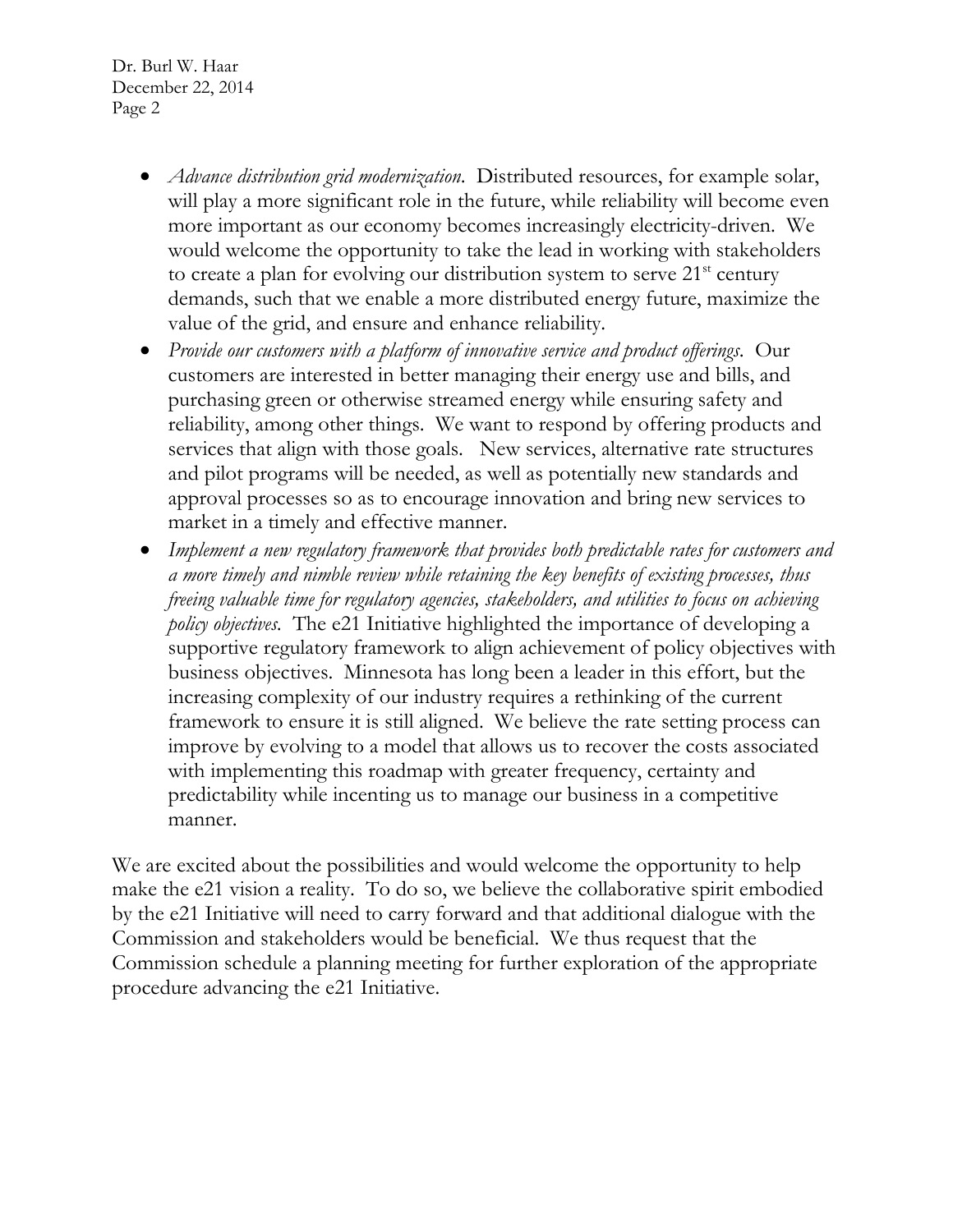- *Advance distribution grid modernization.* Distributed resources, for example solar, will play a more significant role in the future, while reliability will become even more important as our economy becomes increasingly electricity-driven. We would welcome the opportunity to take the lead in working with stakeholders to create a plan for evolving our distribution system to serve 21st century demands, such that we enable a more distributed energy future, maximize the value of the grid, and ensure and enhance reliability.
- *Provide our customers with a platform of innovative service and product offerings.* Our customers are interested in better managing their energy use and bills, and purchasing green or otherwise streamed energy while ensuring safety and reliability, among other things. We want to respond by offering products and services that align with those goals. New services, alternative rate structures and pilot programs will be needed, as well as potentially new standards and approval processes so as to encourage innovation and bring new services to market in a timely and effective manner.
- *Implement a new regulatory framework that provides both predictable rates for customers and a more timely and nimble review while retaining the key benefits of existing processes, thus freeing valuable time for regulatory agencies, stakeholders, and utilities to focus on achieving policy objectives.* The e21 Initiative highlighted the importance of developing a supportive regulatory framework to align achievement of policy objectives with business objectives. Minnesota has long been a leader in this effort, but the increasing complexity of our industry requires a rethinking of the current framework to ensure it is still aligned. We believe the rate setting process can improve by evolving to a model that allows us to recover the costs associated with implementing this roadmap with greater frequency, certainty and predictability while incenting us to manage our business in a competitive manner.

We are excited about the possibilities and would welcome the opportunity to help make the e21 vision a reality. To do so, we believe the collaborative spirit embodied by the e21 Initiative will need to carry forward and that additional dialogue with the Commission and stakeholders would be beneficial. We thus request that the Commission schedule a planning meeting for further exploration of the appropriate procedure advancing the e21 Initiative.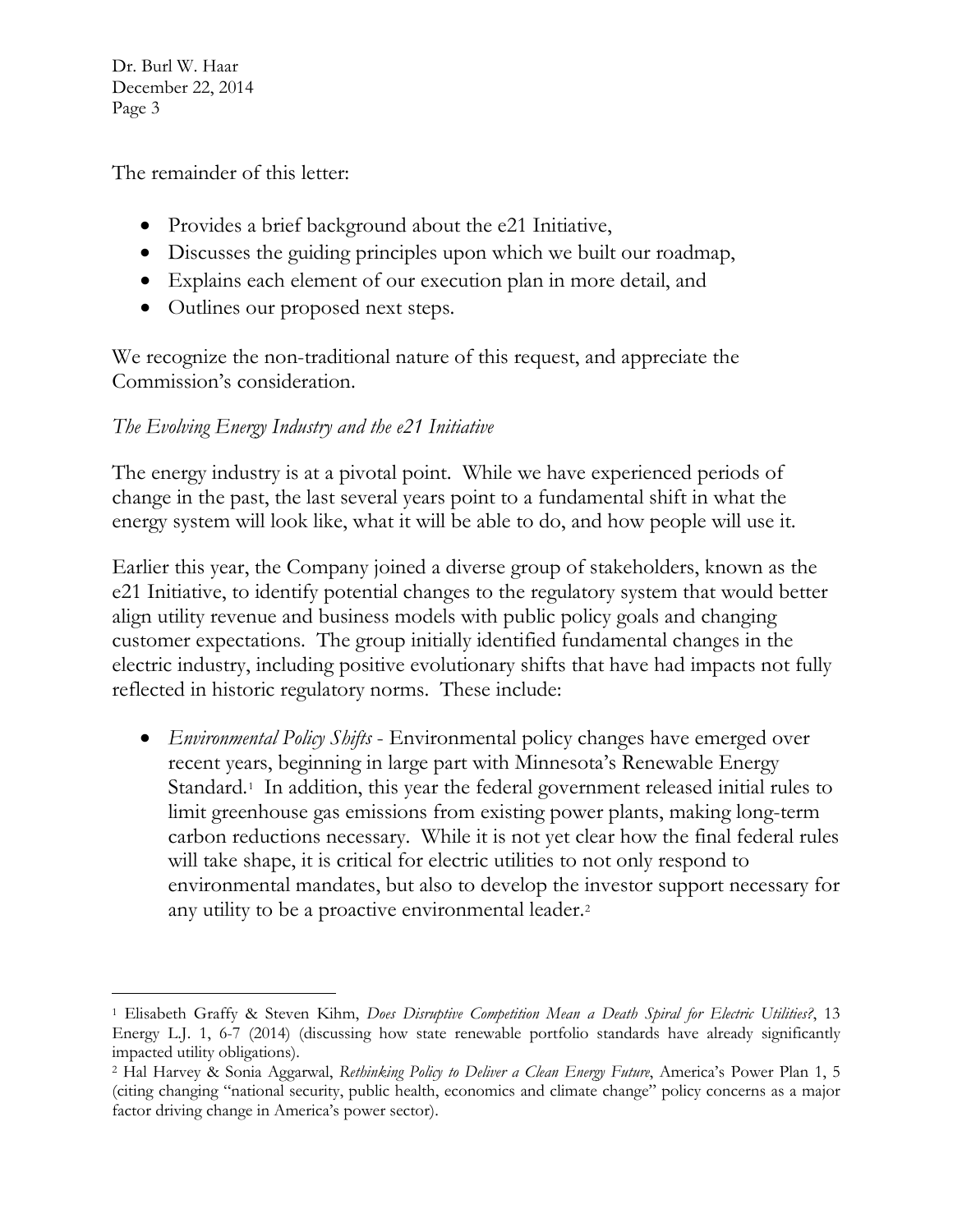The remainder of this letter:

- Provides a brief background about the e21 Initiative,
- Discusses the guiding principles upon which we built our roadmap,
- Explains each element of our execution plan in more detail, and
- Outlines our proposed next steps.

We recognize the non-traditional nature of this request, and appreciate the Commission's consideration.

*The Evolving Energy Industry and the e21 Initiative*

The energy industry is at a pivotal point. While we have experienced periods of change in the past, the last several years point to a fundamental shift in what the energy system will look like, what it will be able to do, and how people will use it.

Earlier this year, the Company joined a diverse group of stakeholders, known as the e21 Initiative, to identify potential changes to the regulatory system that would better align utility revenue and business models with public policy goals and changing customer expectations. The group initially identified fundamental changes in the electric industry, including positive evolutionary shifts that have had impacts not fully reflected in historic regulatory norms. These include:

- *Environmental Policy Shifts* - Environmental policy changes have emerged over recent years, beginning in large part with Minnesota's Renewable Energy Standard.[1] In addition, this year the federal government released initial rules to limit greenhouse gas emissions from existing power plants, making long-term carbon reductions necessary. While it is not yet clear how the final federal rules will take shape, it is critical for electric utilities to not only respond to environmental mandates, but also to develop the investor support necessary for any utility to be a proactive environmental leader.[2]

---

[1] Elisabeth Graffy & Steven Kihm, *Does Disruptive Competition Mean a Death Spiral for Electric Utilities?*, 13 Energy L.J. 1, 6-7 (2014) (discussing how state renewable portfolio standards have already significantly impacted utility obligations).

[2] Hal Harvey & Sonia Aggarwal, *Rethinking Policy to Deliver a Clean Energy Future*, America's Power Plan 1, 5 (citing changing "national security, public health, economics and climate change" policy concerns as a major factor driving change in America's power sector).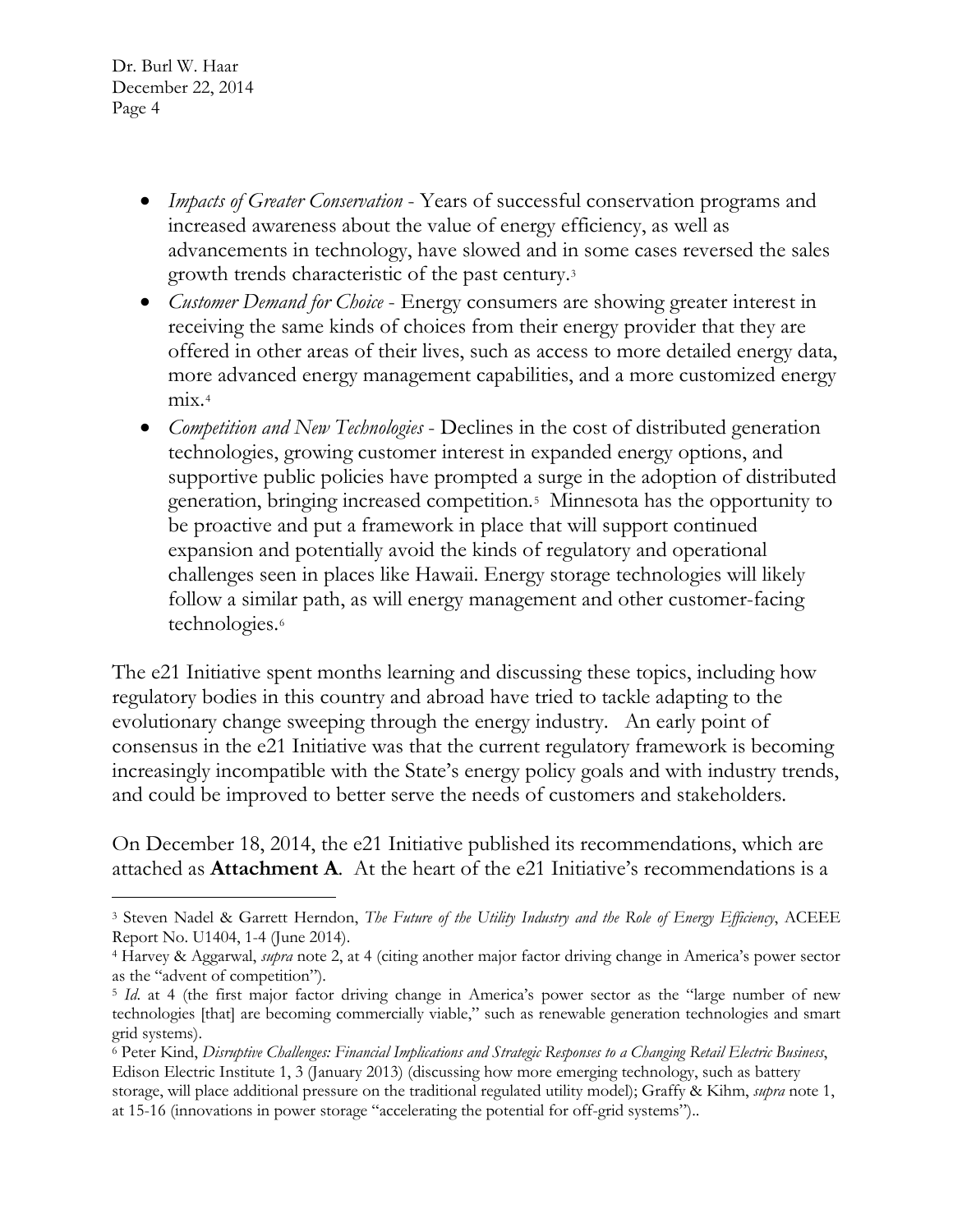- *Impacts of Greater Conservation* - Years of successful conservation programs and increased awareness about the value of energy efficiency, as well as advancements in technology, have slowed and in some cases reversed the sales growth trends characteristic of the past century.[3]
- *Customer Demand for Choice* - Energy consumers are showing greater interest in receiving the same kinds of choices from their energy provider that they are offered in other areas of their lives, such as access to more detailed energy data, more advanced energy management capabilities, and a more customized energy mix.[4]
- *Competition and New Technologies* - Declines in the cost of distributed generation technologies, growing customer interest in expanded energy options, and supportive public policies have prompted a surge in the adoption of distributed generation, bringing increased competition.[5] Minnesota has the opportunity to be proactive and put a framework in place that will support continued expansion and potentially avoid the kinds of regulatory and operational challenges seen in places like Hawaii. Energy storage technologies will likely follow a similar path, as will energy management and other customer-facing technologies.[6]

The e21 Initiative spent months learning and discussing these topics, including how regulatory bodies in this country and abroad have tried to tackle adapting to the evolutionary change sweeping through the energy industry. An early point of consensus in the e21 Initiative was that the current regulatory framework is becoming increasingly incompatible with the State's energy policy goals and with industry trends, and could be improved to better serve the needs of customers and stakeholders.

On December 18, 2014, the e21 Initiative published its recommendations, which are attached as **Attachment A**. At the heart of the e21 Initiative's recommendations is a

---

[3] Steven Nadel & Garrett Herndon, *The Future of the Utility Industry and the Role of Energy Efficiency*, ACEEE Report No. U1404, 1-4 (June 2014).

[4] Harvey & Aggarwal, *supra* note 2, at 4 (citing another major factor driving change in America's power sector as the "advent of competition").

[5] *Id.* at 4 (the first major factor driving change in America's power sector as the "large number of new technologies [that] are becoming commercially viable," such as renewable generation technologies and smart grid systems).

[6] Peter Kind, *Disruptive Challenges: Financial Implications and Strategic Responses to a Changing Retail Electric Business*, Edison Electric Institute 1, 3 (January 2013) (discussing how more emerging technology, such as battery storage, will place additional pressure on the traditional regulated utility model); Graffy & Kihm, *supra* note 1, at 15-16 (innovations in power storage "accelerating the potential for off-grid systems")..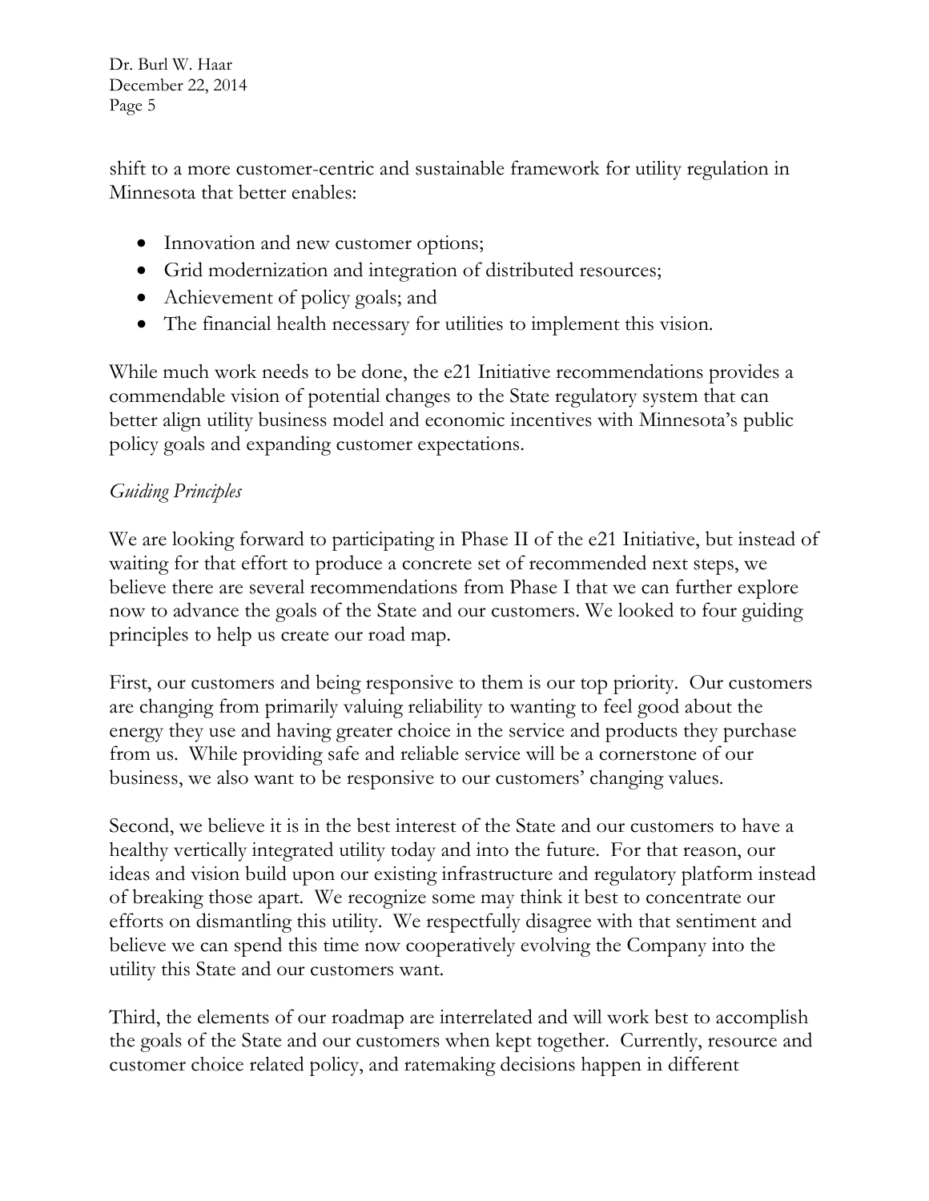shift to a more customer-centric and sustainable framework for utility regulation in Minnesota that better enables:

- Innovation and new customer options;
- Grid modernization and integration of distributed resources;
- Achievement of policy goals; and
- The financial health necessary for utilities to implement this vision.

While much work needs to be done, the e21 Initiative recommendations provides a commendable vision of potential changes to the State regulatory system that can better align utility business model and economic incentives with Minnesota's public policy goals and expanding customer expectations.

*Guiding Principles*

We are looking forward to participating in Phase II of the e21 Initiative, but instead of waiting for that effort to produce a concrete set of recommended next steps, we believe there are several recommendations from Phase I that we can further explore now to advance the goals of the State and our customers. We looked to four guiding principles to help us create our road map.

First, our customers and being responsive to them is our top priority. Our customers are changing from primarily valuing reliability to wanting to feel good about the energy they use and having greater choice in the service and products they purchase from us. While providing safe and reliable service will be a cornerstone of our business, we also want to be responsive to our customers' changing values.

Second, we believe it is in the best interest of the State and our customers to have a healthy vertically integrated utility today and into the future. For that reason, our ideas and vision build upon our existing infrastructure and regulatory platform instead of breaking those apart. We recognize some may think it best to concentrate our efforts on dismantling this utility. We respectfully disagree with that sentiment and believe we can spend this time now cooperatively evolving the Company into the utility this State and our customers want.

Third, the elements of our roadmap are interrelated and will work best to accomplish the goals of the State and our customers when kept together. Currently, resource and customer choice related policy, and ratemaking decisions happen in different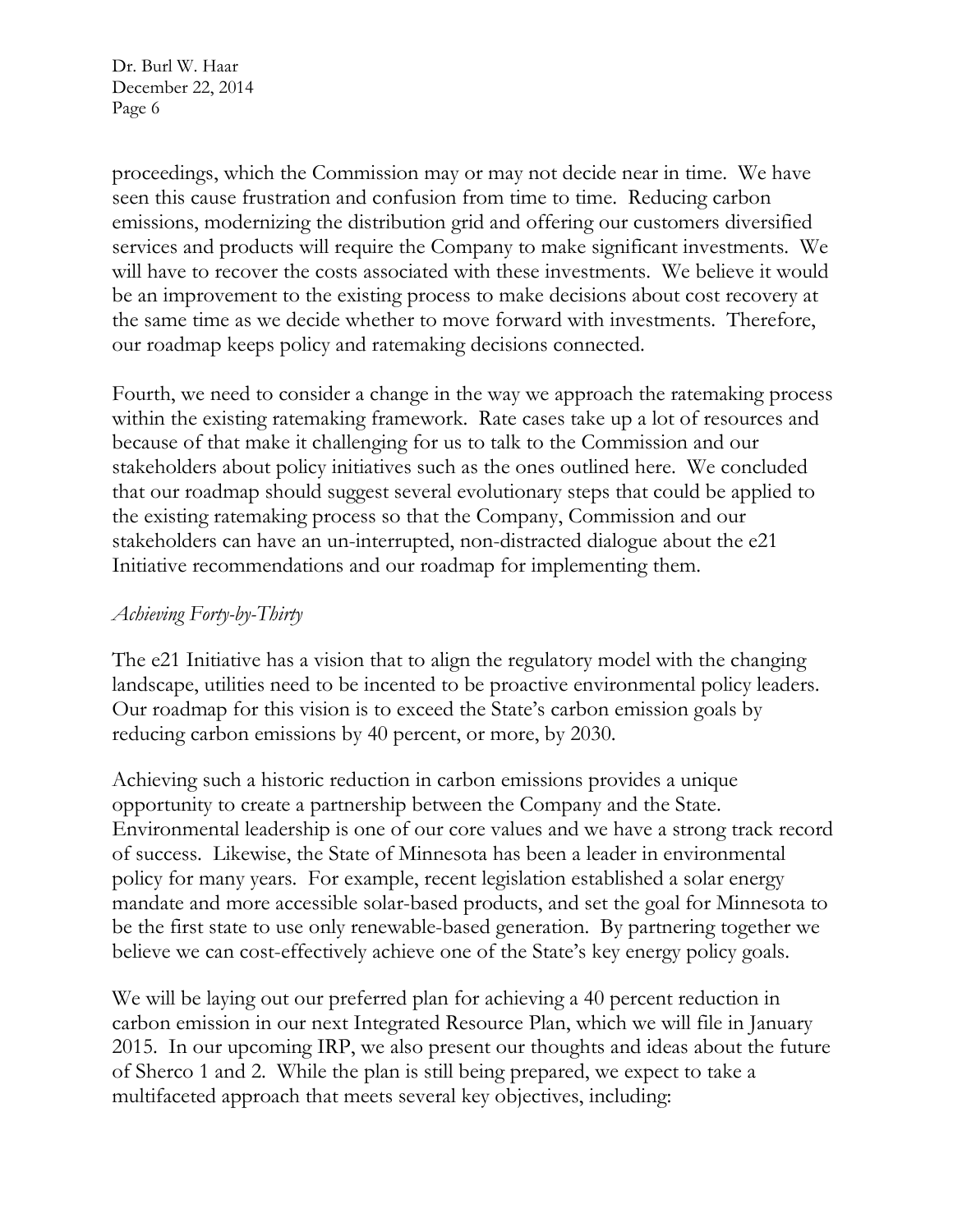proceedings, which the Commission may or may not decide near in time. We have seen this cause frustration and confusion from time to time. Reducing carbon emissions, modernizing the distribution grid and offering our customers diversified services and products will require the Company to make significant investments. We will have to recover the costs associated with these investments. We believe it would be an improvement to the existing process to make decisions about cost recovery at the same time as we decide whether to move forward with investments. Therefore, our roadmap keeps policy and ratemaking decisions connected.

Fourth, we need to consider a change in the way we approach the ratemaking process within the existing ratemaking framework. Rate cases take up a lot of resources and because of that make it challenging for us to talk to the Commission and our stakeholders about policy initiatives such as the ones outlined here. We concluded that our roadmap should suggest several evolutionary steps that could be applied to the existing ratemaking process so that the Company, Commission and our stakeholders can have an un-interrupted, non-distracted dialogue about the e21 Initiative recommendations and our roadmap for implementing them.

*Achieving Forty-by-Thirty*

The e21 Initiative has a vision that to align the regulatory model with the changing landscape, utilities need to be incented to be proactive environmental policy leaders. Our roadmap for this vision is to exceed the State's carbon emission goals by reducing carbon emissions by 40 percent, or more, by 2030.

Achieving such a historic reduction in carbon emissions provides a unique opportunity to create a partnership between the Company and the State. Environmental leadership is one of our core values and we have a strong track record of success. Likewise, the State of Minnesota has been a leader in environmental policy for many years. For example, recent legislation established a solar energy mandate and more accessible solar-based products, and set the goal for Minnesota to be the first state to use only renewable-based generation. By partnering together we believe we can cost-effectively achieve one of the State's key energy policy goals.

We will be laying out our preferred plan for achieving a 40 percent reduction in carbon emission in our next Integrated Resource Plan, which we will file in January 2015. In our upcoming IRP, we also present our thoughts and ideas about the future of Sherco 1 and 2. While the plan is still being prepared, we expect to take a multifaceted approach that meets several key objectives, including: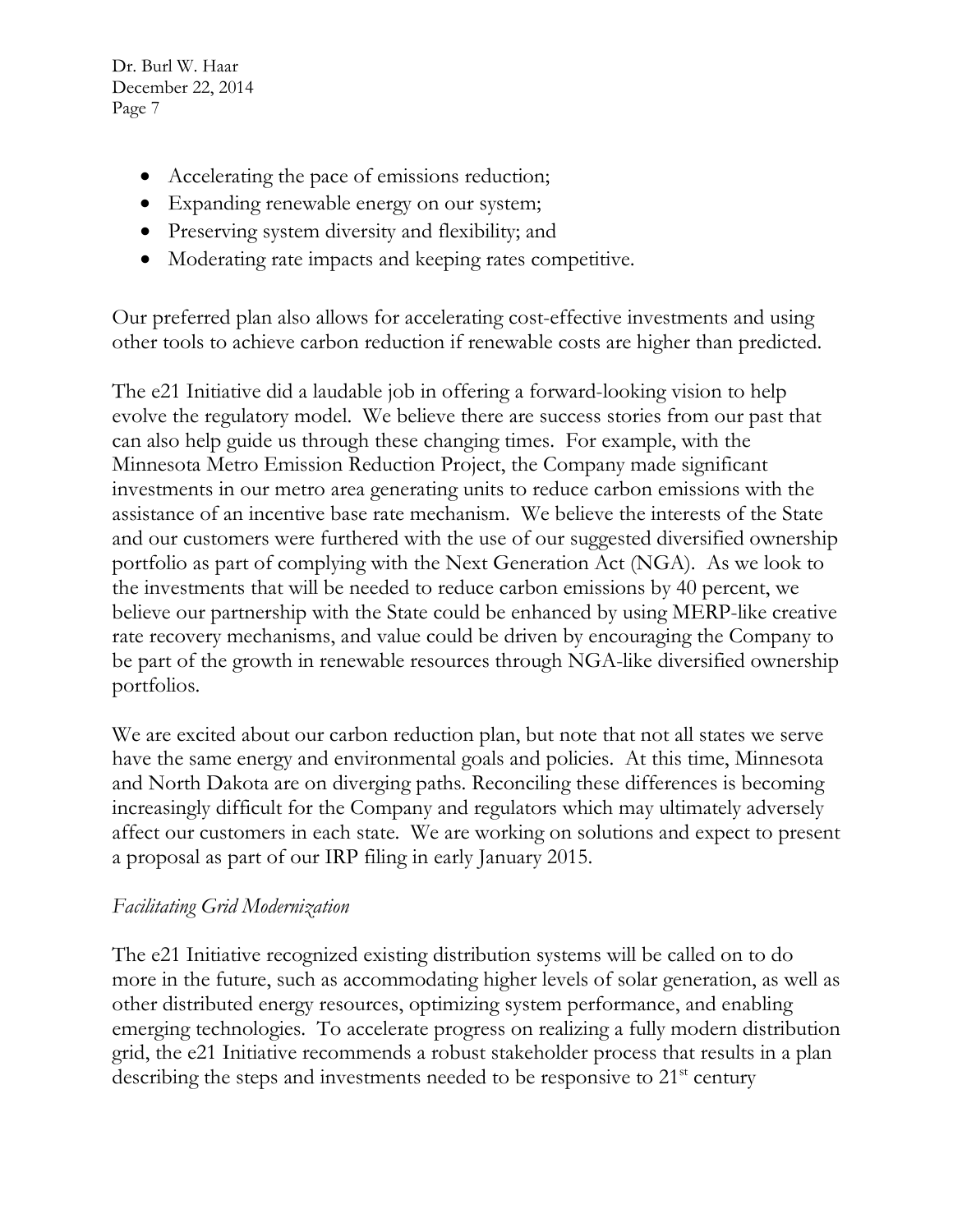- Accelerating the pace of emissions reduction;
- Expanding renewable energy on our system;
- Preserving system diversity and flexibility; and
- Moderating rate impacts and keeping rates competitive.

Our preferred plan also allows for accelerating cost-effective investments and using other tools to achieve carbon reduction if renewable costs are higher than predicted.

The e21 Initiative did a laudable job in offering a forward-looking vision to help evolve the regulatory model. We believe there are success stories from our past that can also help guide us through these changing times. For example, with the Minnesota Metro Emission Reduction Project, the Company made significant investments in our metro area generating units to reduce carbon emissions with the assistance of an incentive base rate mechanism. We believe the interests of the State and our customers were furthered with the use of our suggested diversified ownership portfolio as part of complying with the Next Generation Act (NGA). As we look to the investments that will be needed to reduce carbon emissions by 40 percent, we believe our partnership with the State could be enhanced by using MERP-like creative rate recovery mechanisms, and value could be driven by encouraging the Company to be part of the growth in renewable resources through NGA-like diversified ownership portfolios.

We are excited about our carbon reduction plan, but note that not all states we serve have the same energy and environmental goals and policies. At this time, Minnesota and North Dakota are on diverging paths. Reconciling these differences is becoming increasingly difficult for the Company and regulators which may ultimately adversely affect our customers in each state. We are working on solutions and expect to present a proposal as part of our IRP filing in early January 2015.

*Facilitating Grid Modernization*

The e21 Initiative recognized existing distribution systems will be called on to do more in the future, such as accommodating higher levels of solar generation, as well as other distributed energy resources, optimizing system performance, and enabling emerging technologies. To accelerate progress on realizing a fully modern distribution grid, the e21 Initiative recommends a robust stakeholder process that results in a plan describing the steps and investments needed to be responsive to 21st century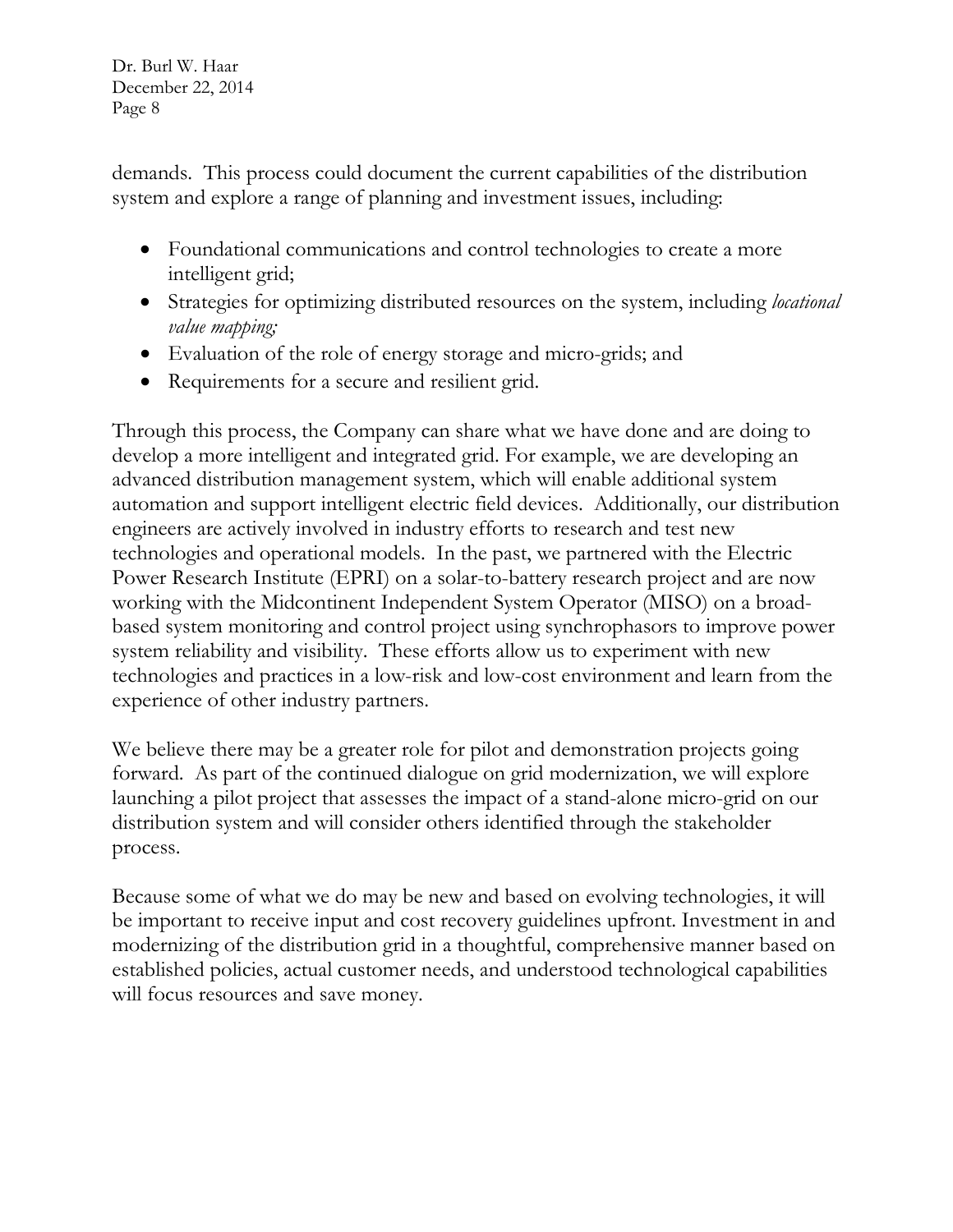demands. This process could document the current capabilities of the distribution system and explore a range of planning and investment issues, including:

- Foundational communications and control technologies to create a more intelligent grid;
- Strategies for optimizing distributed resources on the system, including *locational value mapping;*
- Evaluation of the role of energy storage and micro-grids; and
- Requirements for a secure and resilient grid.

Through this process, the Company can share what we have done and are doing to develop a more intelligent and integrated grid. For example, we are developing an advanced distribution management system, which will enable additional system automation and support intelligent electric field devices. Additionally, our distribution engineers are actively involved in industry efforts to research and test new technologies and operational models. In the past, we partnered with the Electric Power Research Institute (EPRI) on a solar-to-battery research project and are now working with the Midcontinent Independent System Operator (MISO) on a broad-based system monitoring and control project using synchrophasors to improve power system reliability and visibility. These efforts allow us to experiment with new technologies and practices in a low-risk and low-cost environment and learn from the experience of other industry partners.

We believe there may be a greater role for pilot and demonstration projects going forward. As part of the continued dialogue on grid modernization, we will explore launching a pilot project that assesses the impact of a stand-alone micro-grid on our distribution system and will consider others identified through the stakeholder process.

Because some of what we do may be new and based on evolving technologies, it will be important to receive input and cost recovery guidelines upfront. Investment in and modernizing of the distribution grid in a thoughtful, comprehensive manner based on established policies, actual customer needs, and understood technological capabilities will focus resources and save money.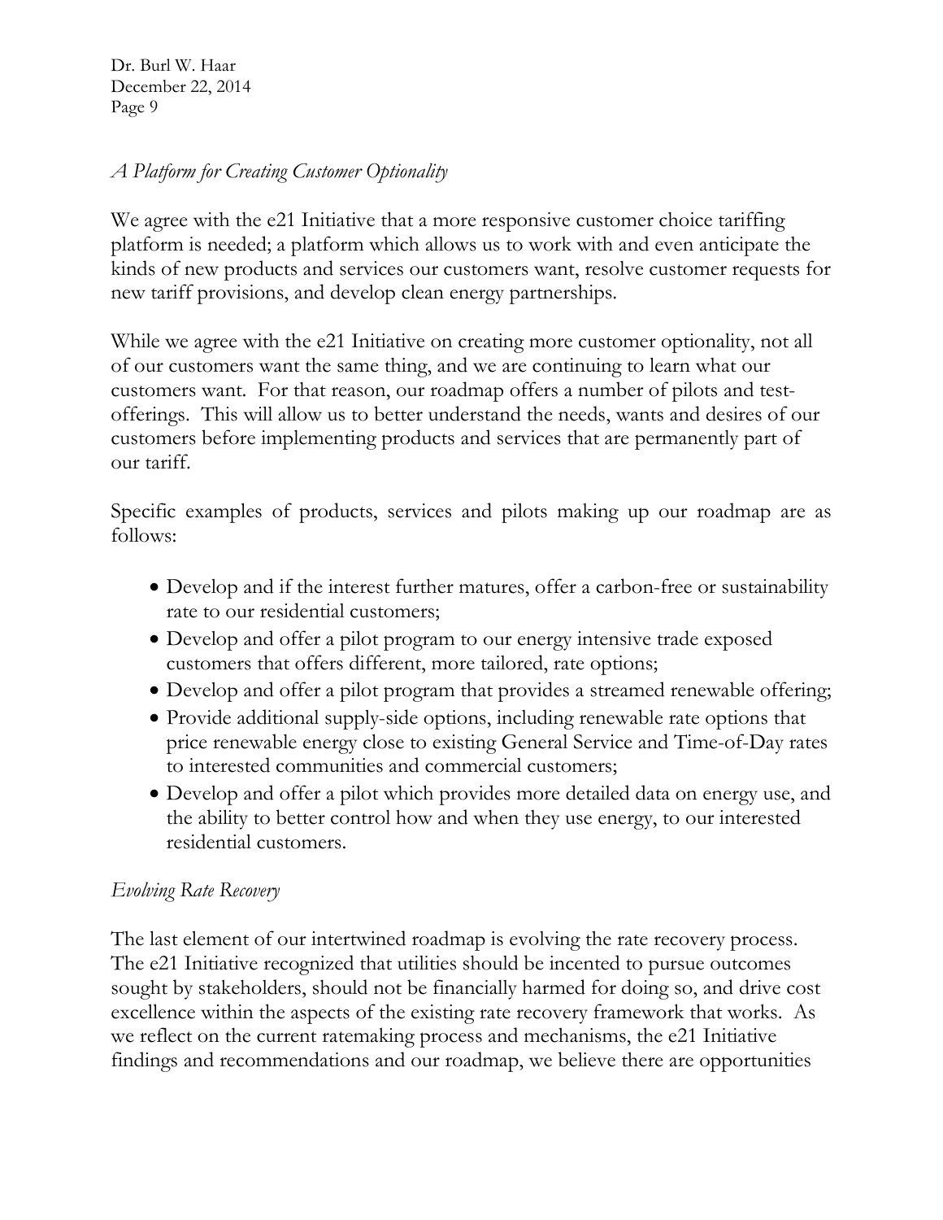*A Platform for Creating Customer Optionality*

We agree with the e21 Initiative that a more responsive customer choice tariffing platform is needed; a platform which allows us to work with and even anticipate the kinds of new products and services our customers want, resolve customer requests for new tariff provisions, and develop clean energy partnerships.

While we agree with the e21 Initiative on creating more customer optionality, not all of our customers want the same thing, and we are continuing to learn what our customers want. For that reason, our roadmap offers a number of pilots and test-offerings. This will allow us to better understand the needs, wants and desires of our customers before implementing products and services that are permanently part of our tariff.

Specific examples of products, services and pilots making up our roadmap are as follows:

- Develop and if the interest further matures, offer a carbon-free or sustainability rate to our residential customers;
- Develop and offer a pilot program to our energy intensive trade exposed customers that offers different, more tailored, rate options;
- Develop and offer a pilot program that provides a streamed renewable offering;
- Provide additional supply-side options, including renewable rate options that price renewable energy close to existing General Service and Time-of-Day rates to interested communities and commercial customers;
- Develop and offer a pilot which provides more detailed data on energy use, and the ability to better control how and when they use energy, to our interested residential customers.

*Evolving Rate Recovery*

The last element of our intertwined roadmap is evolving the rate recovery process. The e21 Initiative recognized that utilities should be incented to pursue outcomes sought by stakeholders, should not be financially harmed for doing so, and drive cost excellence within the aspects of the existing rate recovery framework that works. As we reflect on the current ratemaking process and mechanisms, the e21 Initiative findings and recommendations and our roadmap, we believe there are opportunities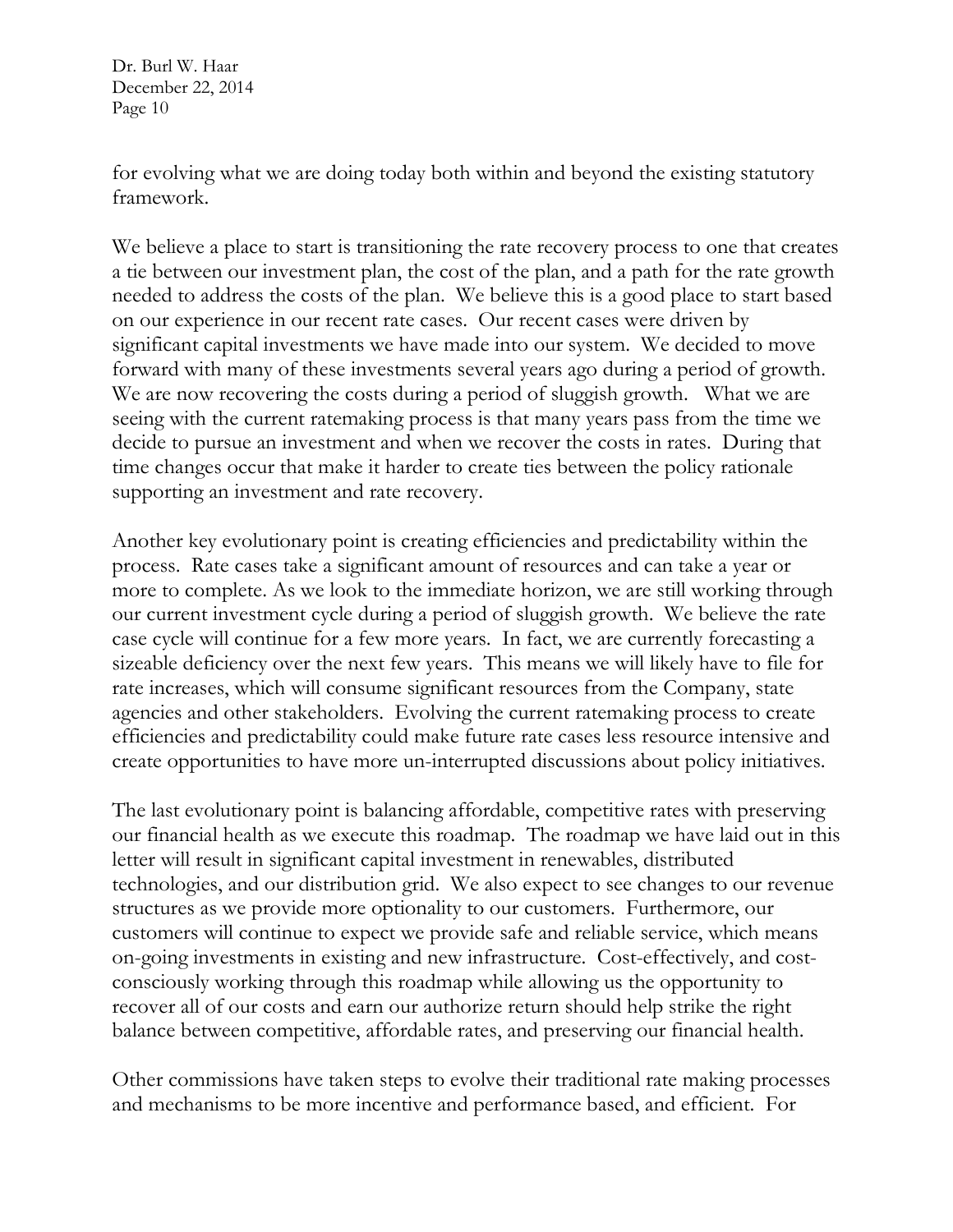for evolving what we are doing today both within and beyond the existing statutory framework.

We believe a place to start is transitioning the rate recovery process to one that creates a tie between our investment plan, the cost of the plan, and a path for the rate growth needed to address the costs of the plan. We believe this is a good place to start based on our experience in our recent rate cases. Our recent cases were driven by significant capital investments we have made into our system. We decided to move forward with many of these investments several years ago during a period of growth. We are now recovering the costs during a period of sluggish growth. What we are seeing with the current ratemaking process is that many years pass from the time we decide to pursue an investment and when we recover the costs in rates. During that time changes occur that make it harder to create ties between the policy rationale supporting an investment and rate recovery.

Another key evolutionary point is creating efficiencies and predictability within the process. Rate cases take a significant amount of resources and can take a year or more to complete. As we look to the immediate horizon, we are still working through our current investment cycle during a period of sluggish growth. We believe the rate case cycle will continue for a few more years. In fact, we are currently forecasting a sizeable deficiency over the next few years. This means we will likely have to file for rate increases, which will consume significant resources from the Company, state agencies and other stakeholders. Evolving the current ratemaking process to create efficiencies and predictability could make future rate cases less resource intensive and create opportunities to have more un-interrupted discussions about policy initiatives.

The last evolutionary point is balancing affordable, competitive rates with preserving our financial health as we execute this roadmap. The roadmap we have laid out in this letter will result in significant capital investment in renewables, distributed technologies, and our distribution grid. We also expect to see changes to our revenue structures as we provide more optionality to our customers. Furthermore, our customers will continue to expect we provide safe and reliable service, which means on-going investments in existing and new infrastructure. Cost-effectively, and cost-consciously working through this roadmap while allowing us the opportunity to recover all of our costs and earn our authorize return should help strike the right balance between competitive, affordable rates, and preserving our financial health.

Other commissions have taken steps to evolve their traditional rate making processes and mechanisms to be more incentive and performance based, and efficient. For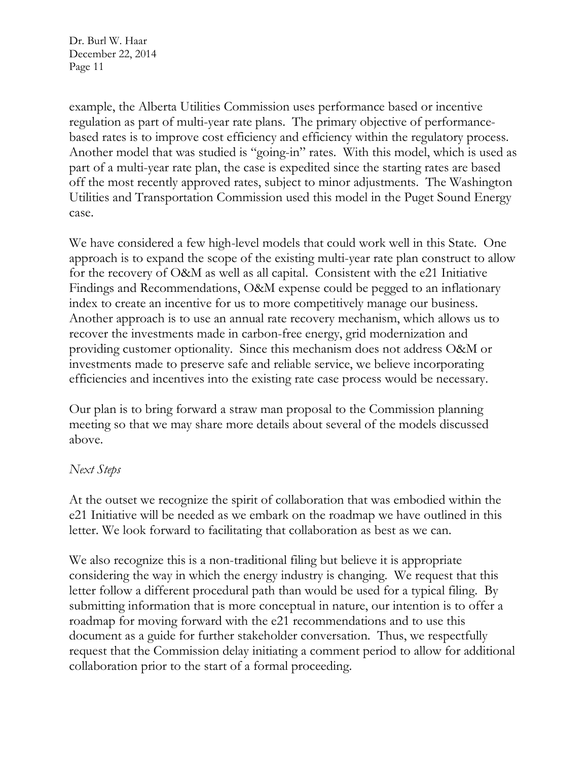example, the Alberta Utilities Commission uses performance based or incentive regulation as part of multi-year rate plans. The primary objective of performance-based rates is to improve cost efficiency and efficiency within the regulatory process. Another model that was studied is "going-in" rates. With this model, which is used as part of a multi-year rate plan, the case is expedited since the starting rates are based off the most recently approved rates, subject to minor adjustments. The Washington Utilities and Transportation Commission used this model in the Puget Sound Energy case.

We have considered a few high-level models that could work well in this State. One approach is to expand the scope of the existing multi-year rate plan construct to allow for the recovery of O&M as well as all capital. Consistent with the e21 Initiative Findings and Recommendations, O&M expense could be pegged to an inflationary index to create an incentive for us to more competitively manage our business. Another approach is to use an annual rate recovery mechanism, which allows us to recover the investments made in carbon-free energy, grid modernization and providing customer optionality. Since this mechanism does not address O&M or investments made to preserve safe and reliable service, we believe incorporating efficiencies and incentives into the existing rate case process would be necessary.

Our plan is to bring forward a straw man proposal to the Commission planning meeting so that we may share more details about several of the models discussed above.

*Next Steps*

At the outset we recognize the spirit of collaboration that was embodied within the e21 Initiative will be needed as we embark on the roadmap we have outlined in this letter. We look forward to facilitating that collaboration as best as we can.

We also recognize this is a non-traditional filing but believe it is appropriate considering the way in which the energy industry is changing. We request that this letter follow a different procedural path than would be used for a typical filing. By submitting information that is more conceptual in nature, our intention is to offer a roadmap for moving forward with the e21 recommendations and to use this document as a guide for further stakeholder conversation. Thus, we respectfully request that the Commission delay initiating a comment period to allow for additional collaboration prior to the start of a formal proceeding.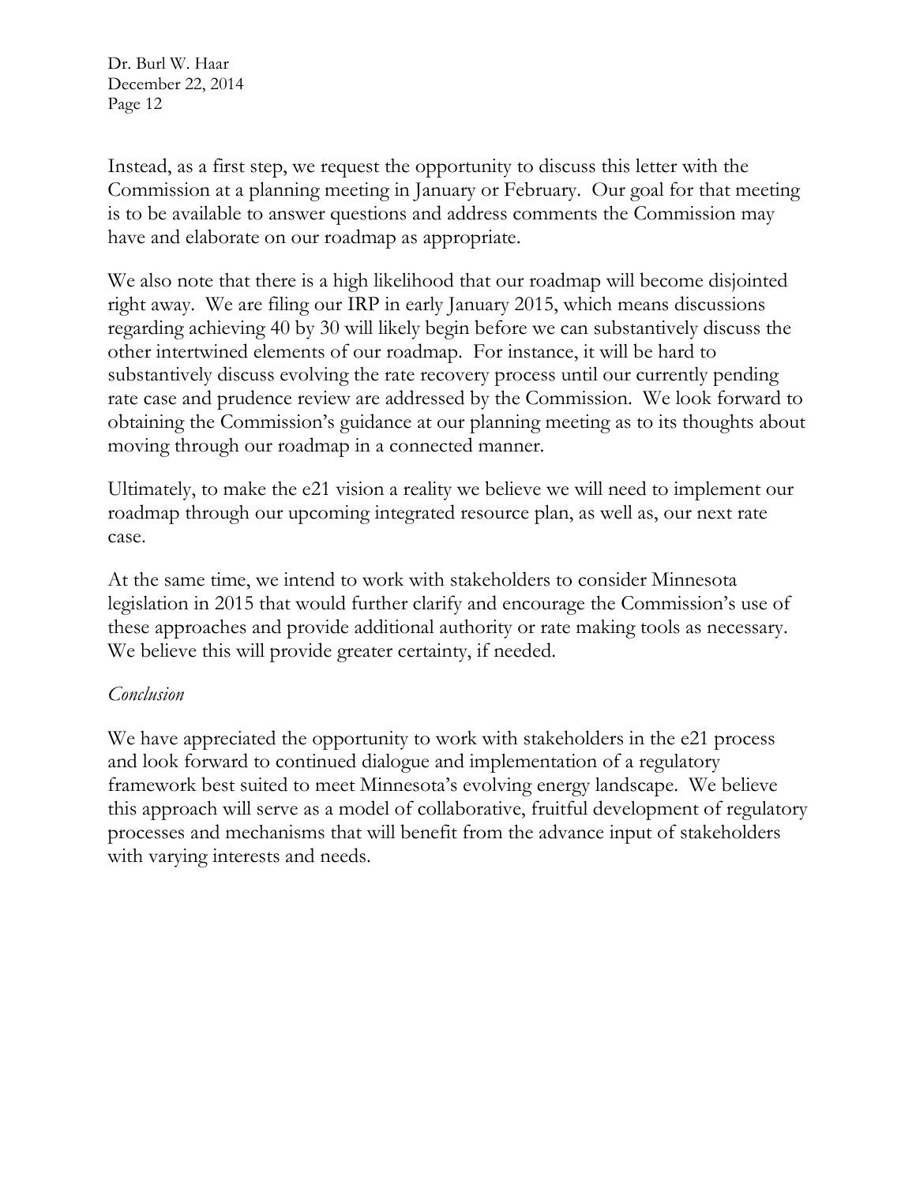Instead, as a first step, we request the opportunity to discuss this letter with the Commission at a planning meeting in January or February. Our goal for that meeting is to be available to answer questions and address comments the Commission may have and elaborate on our roadmap as appropriate.

We also note that there is a high likelihood that our roadmap will become disjointed right away. We are filing our IRP in early January 2015, which means discussions regarding achieving 40 by 30 will likely begin before we can substantively discuss the other intertwined elements of our roadmap. For instance, it will be hard to substantively discuss evolving the rate recovery process until our currently pending rate case and prudence review are addressed by the Commission. We look forward to obtaining the Commission's guidance at our planning meeting as to its thoughts about moving through our roadmap in a connected manner.

Ultimately, to make the e21 vision a reality we believe we will need to implement our roadmap through our upcoming integrated resource plan, as well as, our next rate case.

At the same time, we intend to work with stakeholders to consider Minnesota legislation in 2015 that would further clarify and encourage the Commission's use of these approaches and provide additional authority or rate making tools as necessary. We believe this will provide greater certainty, if needed.

*Conclusion*

We have appreciated the opportunity to work with stakeholders in the e21 process and look forward to continued dialogue and implementation of a regulatory framework best suited to meet Minnesota's evolving energy landscape. We believe this approach will serve as a model of collaborative, fruitful development of regulatory processes and mechanisms that will benefit from the advance input of stakeholders with varying interests and needs.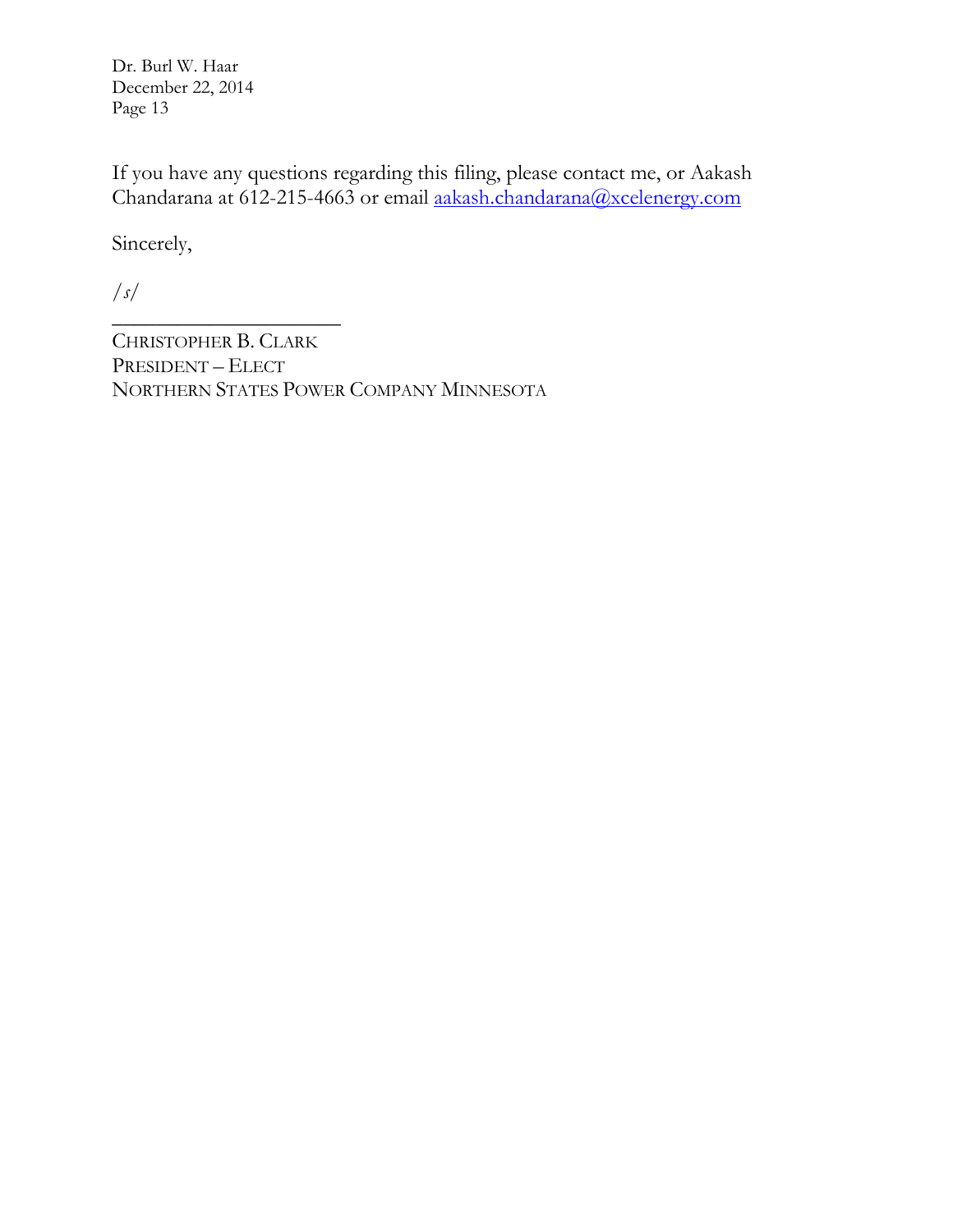If you have any questions regarding this filing, please contact me, or Aakash Chandarana at 612-215-4663 or email aakash.chandarana@xcelenergy.com

Sincerely,

*/s/*

\_\_\_\_\_\_\_\_\_\_\_\_\_\_\_\_\_\_\_\_\_\_

CHRISTOPHER B. CLARK
PRESIDENT – ELECT
NORTHERN STATES POWER COMPANY MINNESOTA